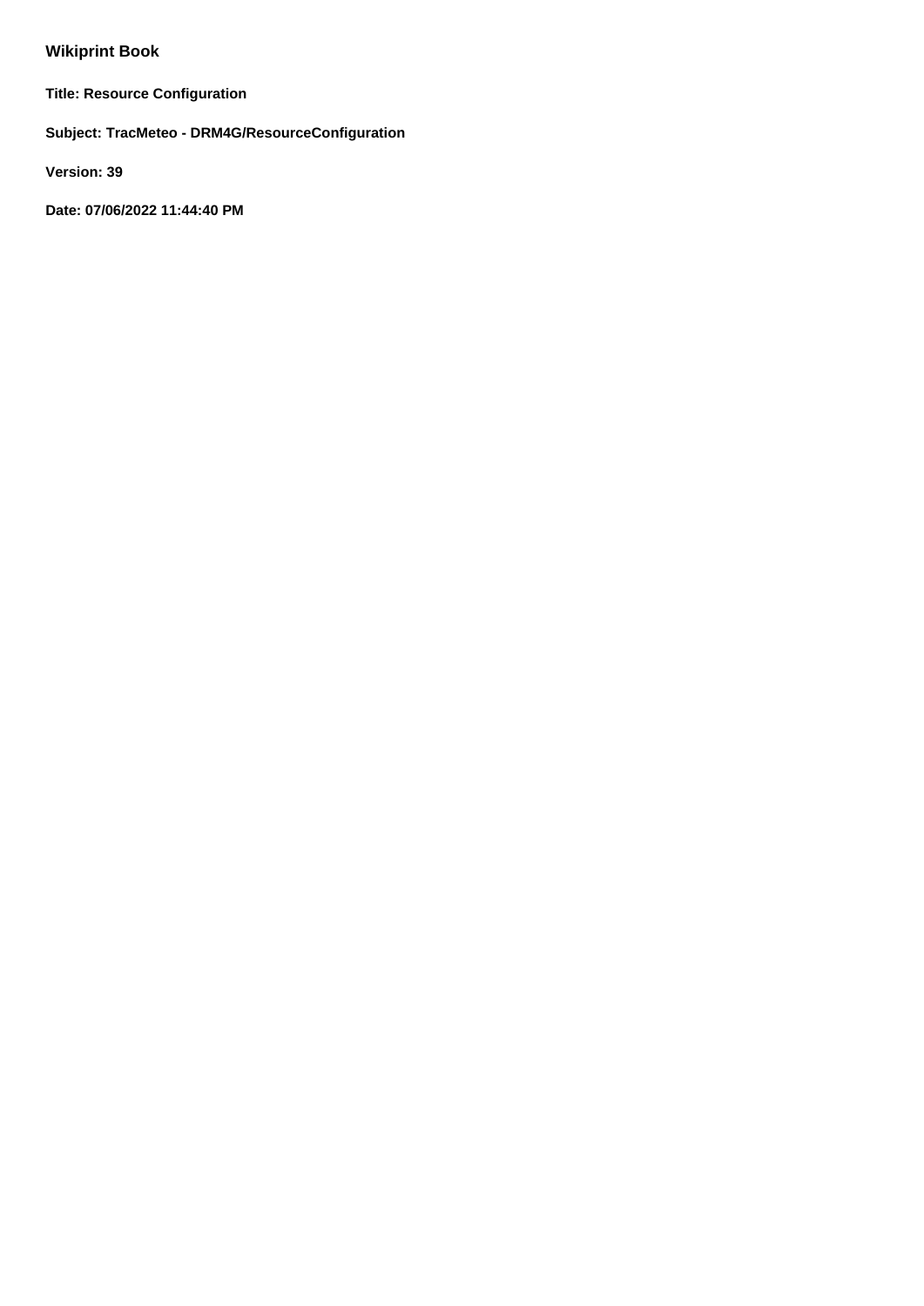**Wikiprint Book**

**Title: Resource Configuration**

**Subject: TracMeteo - DRM4G/ResourceConfiguration**

**Version: 39**

**Date: 07/06/2022 11:44:40 PM**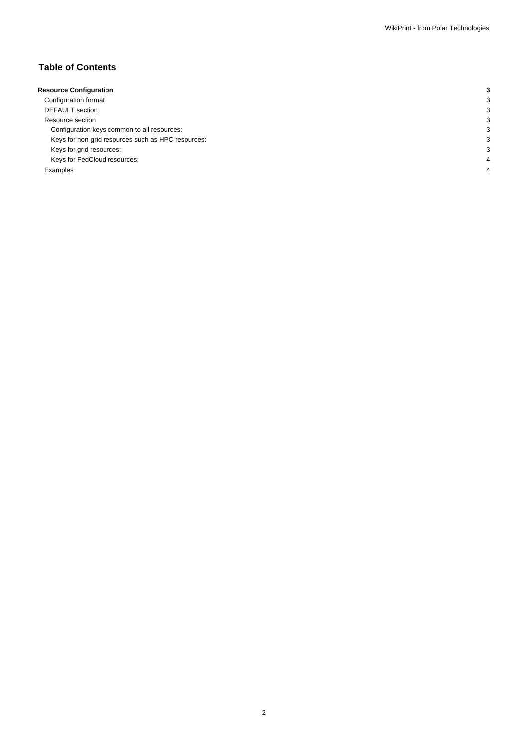# Table of Contents

| | |
|---|---|
| **Resource Configuration** | **3** |
| Configuration format | 3 |
| DEFAULT section | 3 |
| Resource section | 3 |
| Configuration keys common to all resources: | 3 |
| Keys for non-grid resources such as HPC resources: | 3 |
| Keys for grid resources: | 3 |
| Keys for FedCloud resources: | 4 |
| Examples | 4 |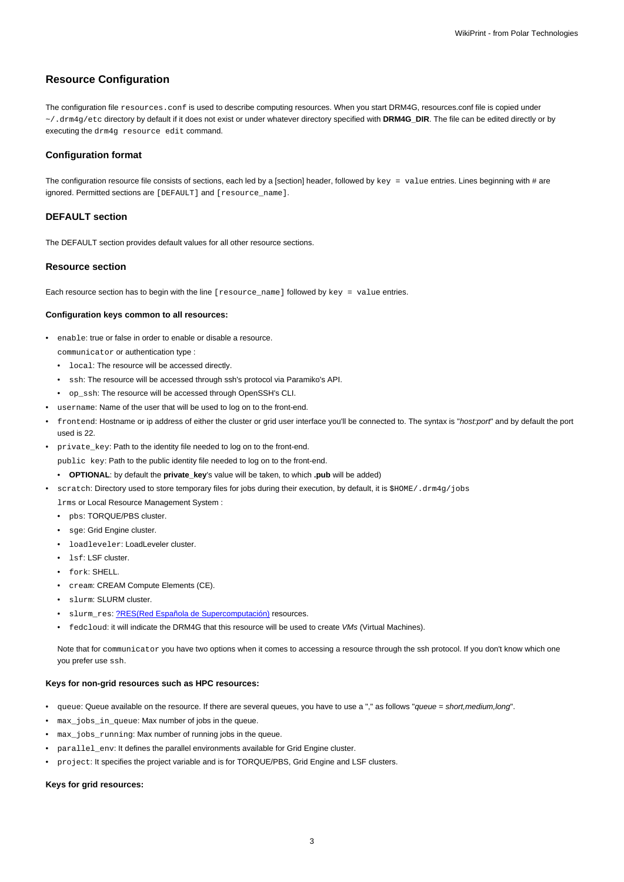## Resource Configuration

The configuration file `resources.conf` is used to describe computing resources. When you start DRM4G, resources.conf file is copied under `~/.drm4g/etc` directory by default if it does not exist or under whatever directory specified with **DRM4G_DIR**. The file can be edited directly or by executing the `drm4g resource edit` command.

### Configuration format

The configuration resource file consists of sections, each led by a [section] header, followed by `key = value` entries. Lines beginning with # are ignored. Permitted sections are `[DEFAULT]` and `[resource_name]`.

### DEFAULT section

The DEFAULT section provides default values for all other resource sections.

### Resource section

Each resource section has to begin with the line `[resource_name]` followed by `key = value` entries.

#### Configuration keys common to all resources:

- `enable`: true or false in order to enable or disable a resource.
  `communicator` or authentication type :
  - `local`: The resource will be accessed directly.
  - `ssh`: The resource will be accessed through ssh's protocol via Paramiko's API.
  - `op_ssh`: The resource will be accessed through OpenSSH's CLI.
- `username`: Name of the user that will be used to log on to the front-end.
- `frontend`: Hostname or ip address of either the cluster or grid user interface you'll be connected to. The syntax is "*host:port*" and by default the port used is 22.
- `private_key`: Path to the identity file needed to log on to the front-end.
  `public key`: Path to the public identity file needed to log on to the front-end.
  - **OPTIONAL**: by default the **private_key**'s value will be taken, to which **.pub** will be added)
- `scratch`: Directory used to store temporary files for jobs during their execution, by default, it is `$HOME/.drm4g/jobs`
  `lrms` or Local Resource Management System :
  - `pbs`: TORQUE/PBS cluster.
  - `sge`: Grid Engine cluster.
  - `loadleveler`: LoadLeveler cluster.
  - `lsf`: LSF cluster.
  - `fork`: SHELL.
  - `cream`: CREAM Compute Elements (CE).
  - `slurm`: SLURM cluster.
  - `slurm_res`: ?RES(Red Española de Supercomputación) resources.
  - `fedcloud`: it will indicate the DRM4G that this resource will be used to create *VMs* (Virtual Machines).

  Note that for `communicator` you have two options when it comes to accessing a resource through the ssh protocol. If you don't know which one you prefer use `ssh`.

#### Keys for non-grid resources such as HPC resources:

- `queue`: Queue available on the resource. If there are several queues, you have to use a "," as follows "*queue = short,medium,long*".
- `max_jobs_in_queue`: Max number of jobs in the queue.
- `max_jobs_running`: Max number of running jobs in the queue.
- `parallel_env`: It defines the parallel environments available for Grid Engine cluster.
- `project`: It specifies the project variable and is for TORQUE/PBS, Grid Engine and LSF clusters.

#### Keys for grid resources: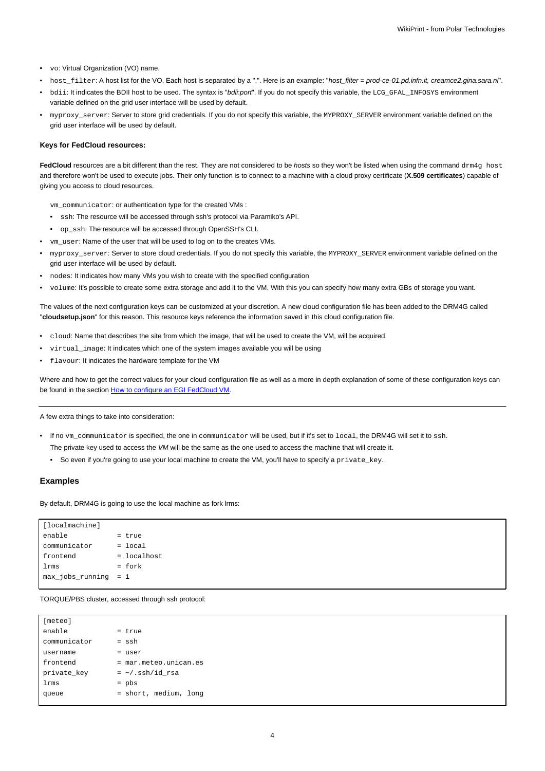- `vo`: Virtual Organization (VO) name.
- `host_filter`: A host list for the VO. Each host is separated by a ",". Here is an example: "*host_filter = prod-ce-01.pd.infn.it, creamce2.gina.sara.nl*".
- `bdii`: It indicates the BDII host to be used. The syntax is "*bdii:port*". If you do not specify this variable, the `LCG_GFAL_INFOSYS` environment variable defined on the grid user interface will be used by default.
- `myproxy_server`: Server to store grid credentials. If you do not specify this variable, the `MYPROXY_SERVER` environment variable defined on the grid user interface will be used by default.

#### Keys for FedCloud resources:

**FedCloud** resources are a bit different than the rest. They are not considered to be *hosts* so they won't be listed when using the command `drm4g host` and therefore won't be used to execute jobs. Their only function is to connect to a machine with a cloud proxy certificate (**X.509 certificates**) capable of giving you access to cloud resources.

`vm_communicator`: or authentication type for the created VMs :

- `ssh`: The resource will be accessed through ssh's protocol via Paramiko's API.
- `op_ssh`: The resource will be accessed through OpenSSH's CLI.

- `vm_user`: Name of the user that will be used to log on to the creates VMs.
- `myproxy_server`: Server to store cloud credentials. If you do not specify this variable, the `MYPROXY_SERVER` environment variable defined on the grid user interface will be used by default.
- `nodes`: It indicates how many VMs you wish to create with the specified configuration
- `volume`: It's possible to create some extra storage and add it to the VM. With this you can specify how many extra GBs of storage you want.

The values of the next configuration keys can be customized at your discretion. A new cloud configuration file has been added to the DRM4G called "**cloudsetup.json**" for this reason. This resource keys reference the information saved in this cloud configuration file.

- `cloud`: Name that describes the site from which the image, that will be used to create the VM, will be acquired.
- `virtual_image`: It indicates which one of the system images available you will be using
- `flavour`: It indicates the hardware template for the VM

Where and how to get the correct values for your cloud configuration file as well as a more in depth explanation of some of these configuration keys can be found in the section How to configure an EGI FedCloud VM.

---

A few extra things to take into consideration:

- If no `vm_communicator` is specified, the one in `communicator` will be used, but if it's set to `local`, the DRM4G will set it to `ssh`.
  The private key used to access the *VM* will be the same as the one used to access the machine that will create it.
  - So even if you're going to use your local machine to create the VM, you'll have to specify a `private_key`.

### Examples

By default, DRM4G is going to use the local machine as fork lrms:

```
[localmachine]
enable           = true
communicator     = local
frontend         = localhost
lrms             = fork
max_jobs_running  = 1
```

TORQUE/PBS cluster, accessed through ssh protocol:

```
[meteo]
enable           = true
communicator     = ssh
username         = user
frontend         = mar.meteo.unican.es
private_key      = ~/.ssh/id_rsa
lrms             = pbs
queue            = short, medium, long
```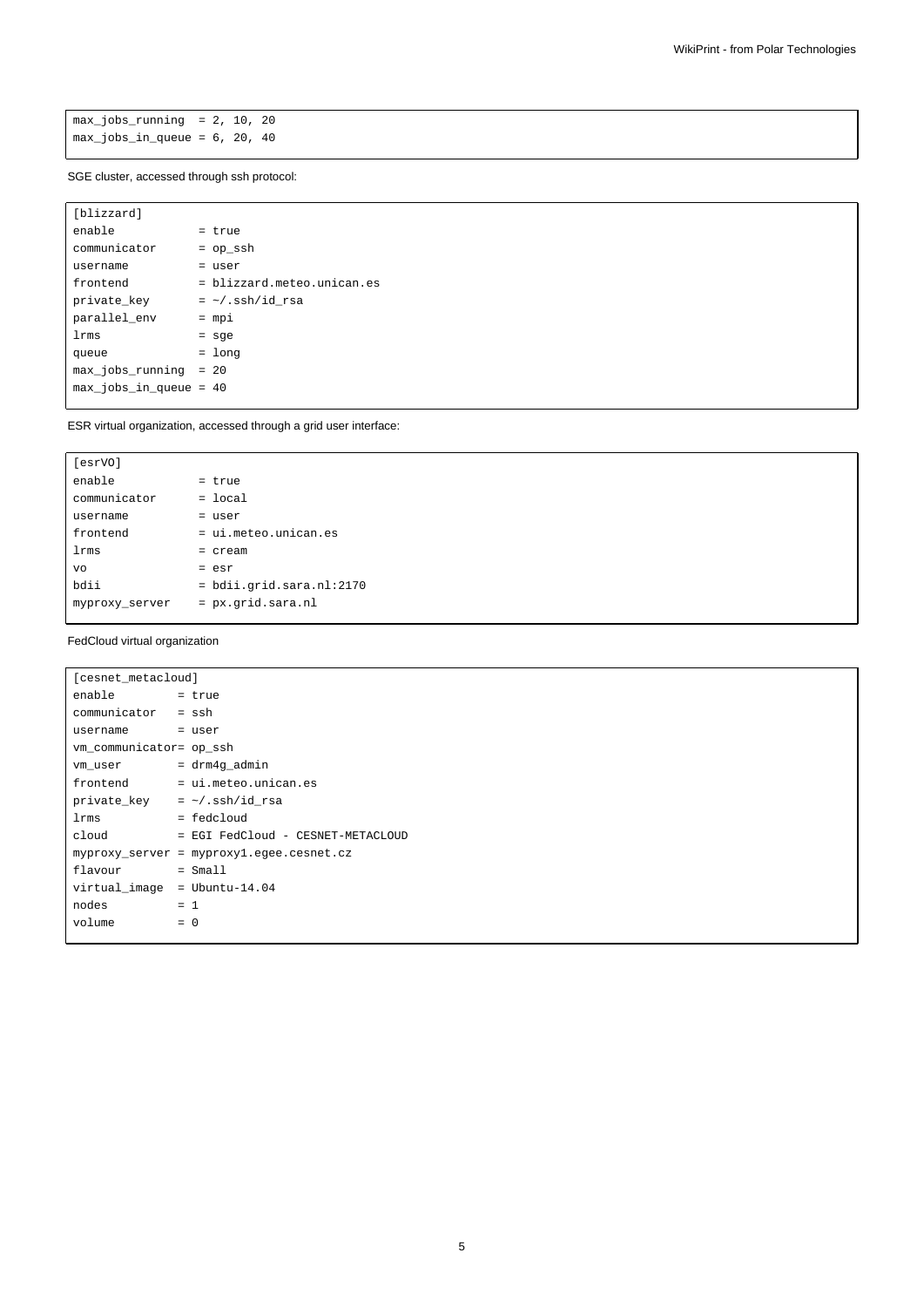```
max_jobs_running  = 2, 10, 20
max_jobs_in_queue = 6, 20, 40
```

SGE cluster, accessed through ssh protocol:

```
[blizzard]
enable            = true
communicator      = op_ssh
username          = user
frontend          = blizzard.meteo.unican.es
private_key       = ~/.ssh/id_rsa
parallel_env      = mpi
lrms              = sge
queue             = long
max_jobs_running  = 20
max_jobs_in_queue = 40
```

ESR virtual organization, accessed through a grid user interface:

```
[esrVO]
enable            = true
communicator      = local
username          = user
frontend          = ui.meteo.unican.es
lrms              = cream
vo                = esr
bdii              = bdii.grid.sara.nl:2170
myproxy_server    = px.grid.sara.nl
```

FedCloud virtual organization

```
[cesnet_metacloud]
enable         = true
communicator   = ssh
username       = user
vm_communicator= op_ssh
vm_user        = drm4g_admin
frontend       = ui.meteo.unican.es
private_key    = ~/.ssh/id_rsa
lrms           = fedcloud
cloud          = EGI FedCloud - CESNET-METACLOUD
myproxy_server = myproxy1.egee.cesnet.cz
flavour        = Small
virtual_image  = Ubuntu-14.04
nodes          = 1
volume         = 0
```